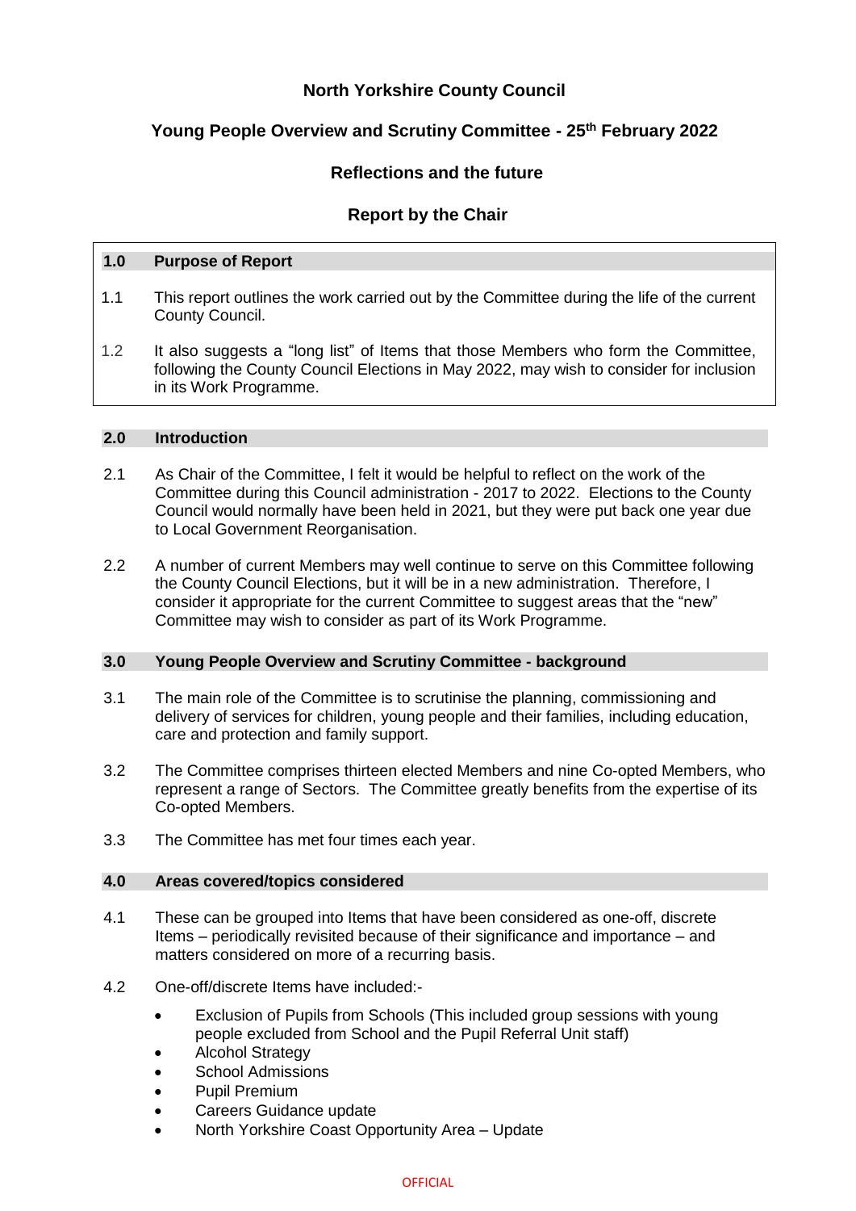# North Yorkshire County Council

## Young People Overview and Scrutiny Committee - 25th February 2022

## Reflections and the future

## Report by the Chair

### 1.0 Purpose of Report

1.1 This report outlines the work carried out by the Committee during the life of the current County Council.

1.2 It also suggests a "long list" of Items that those Members who form the Committee, following the County Council Elections in May 2022, may wish to consider for inclusion in its Work Programme.

### 2.0 Introduction

2.1 As Chair of the Committee, I felt it would be helpful to reflect on the work of the Committee during this Council administration - 2017 to 2022. Elections to the County Council would normally have been held in 2021, but they were put back one year due to Local Government Reorganisation.

2.2 A number of current Members may well continue to serve on this Committee following the County Council Elections, but it will be in a new administration. Therefore, I consider it appropriate for the current Committee to suggest areas that the "new" Committee may wish to consider as part of its Work Programme.

### 3.0 Young People Overview and Scrutiny Committee - background

3.1 The main role of the Committee is to scrutinise the planning, commissioning and delivery of services for children, young people and their families, including education, care and protection and family support.

3.2 The Committee comprises thirteen elected Members and nine Co-opted Members, who represent a range of Sectors. The Committee greatly benefits from the expertise of its Co-opted Members.

3.3 The Committee has met four times each year.

### 4.0 Areas covered/topics considered

4.1 These can be grouped into Items that have been considered as one-off, discrete Items – periodically revisited because of their significance and importance – and matters considered on more of a recurring basis.

4.2 One-off/discrete Items have included:-

- Exclusion of Pupils from Schools (This included group sessions with young people excluded from School and the Pupil Referral Unit staff)
- Alcohol Strategy
- School Admissions
- Pupil Premium
- Careers Guidance update
- North Yorkshire Coast Opportunity Area – Update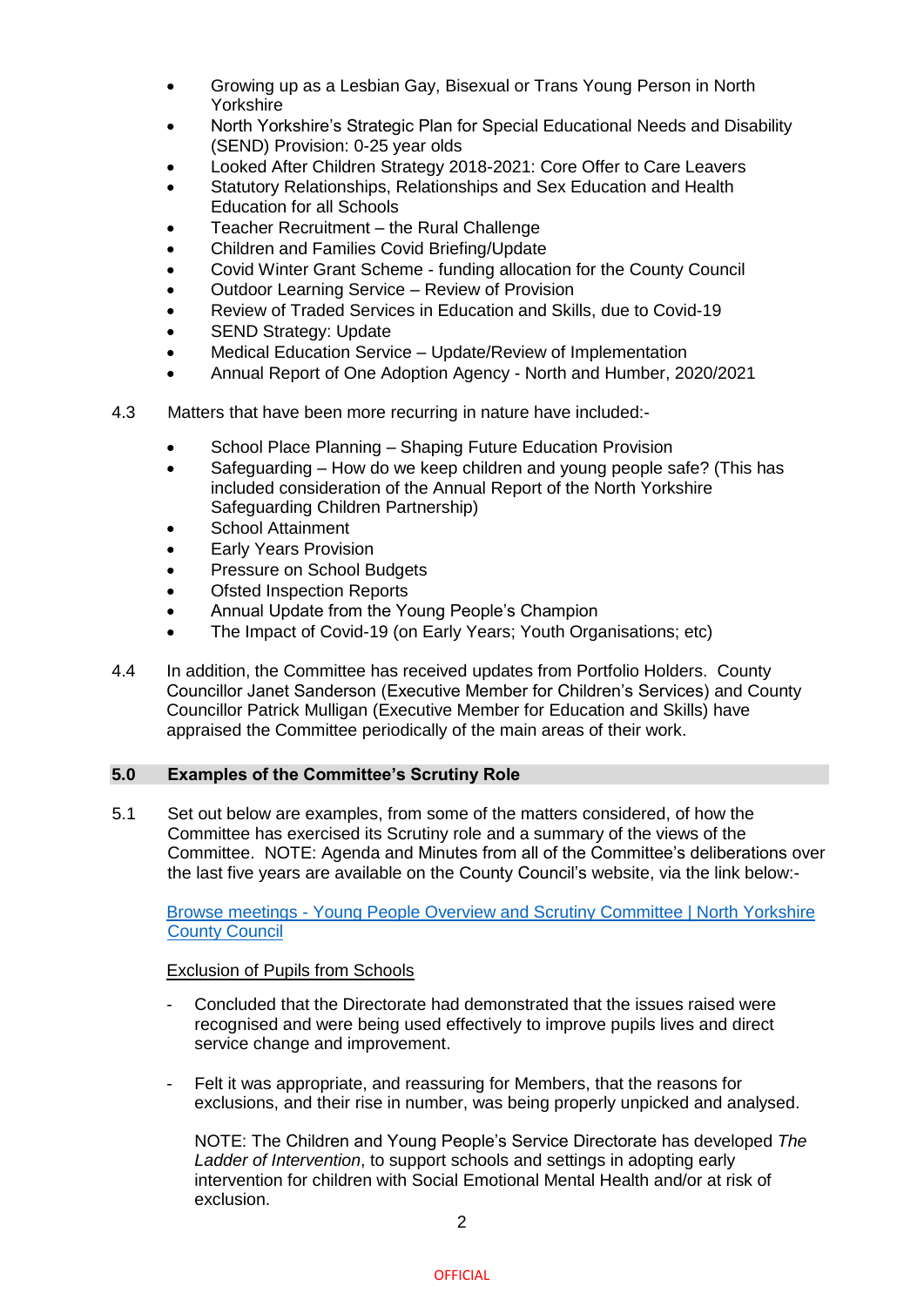- Growing up as a Lesbian Gay, Bisexual or Trans Young Person in North Yorkshire
- North Yorkshire's Strategic Plan for Special Educational Needs and Disability (SEND) Provision: 0-25 year olds
- Looked After Children Strategy 2018-2021: Core Offer to Care Leavers
- Statutory Relationships, Relationships and Sex Education and Health Education for all Schools
- Teacher Recruitment – the Rural Challenge
- Children and Families Covid Briefing/Update
- Covid Winter Grant Scheme - funding allocation for the County Council
- Outdoor Learning Service – Review of Provision
- Review of Traded Services in Education and Skills, due to Covid-19
- SEND Strategy: Update
- Medical Education Service – Update/Review of Implementation
- Annual Report of One Adoption Agency - North and Humber, 2020/2021

4.3 Matters that have been more recurring in nature have included:-

- School Place Planning – Shaping Future Education Provision
- Safeguarding – How do we keep children and young people safe? (This has included consideration of the Annual Report of the North Yorkshire Safeguarding Children Partnership)
- School Attainment
- Early Years Provision
- Pressure on School Budgets
- Ofsted Inspection Reports
- Annual Update from the Young People's Champion
- The Impact of Covid-19 (on Early Years; Youth Organisations; etc)

4.4 In addition, the Committee has received updates from Portfolio Holders. County Councillor Janet Sanderson (Executive Member for Children's Services) and County Councillor Patrick Mulligan (Executive Member for Education and Skills) have appraised the Committee periodically of the main areas of their work.

## 5.0 Examples of the Committee's Scrutiny Role

5.1 Set out below are examples, from some of the matters considered, of how the Committee has exercised its Scrutiny role and a summary of the views of the Committee. NOTE: Agenda and Minutes from all of the Committee's deliberations over the last five years are available on the County Council's website, via the link below:-

Browse meetings - Young People Overview and Scrutiny Committee | North Yorkshire County Council

Exclusion of Pupils from Schools

- Concluded that the Directorate had demonstrated that the issues raised were recognised and were being used effectively to improve pupils lives and direct service change and improvement.

- Felt it was appropriate, and reassuring for Members, that the reasons for exclusions, and their rise in number, was being properly unpicked and analysed.

  NOTE: The Children and Young People's Service Directorate has developed *The Ladder of Intervention*, to support schools and settings in adopting early intervention for children with Social Emotional Mental Health and/or at risk of exclusion.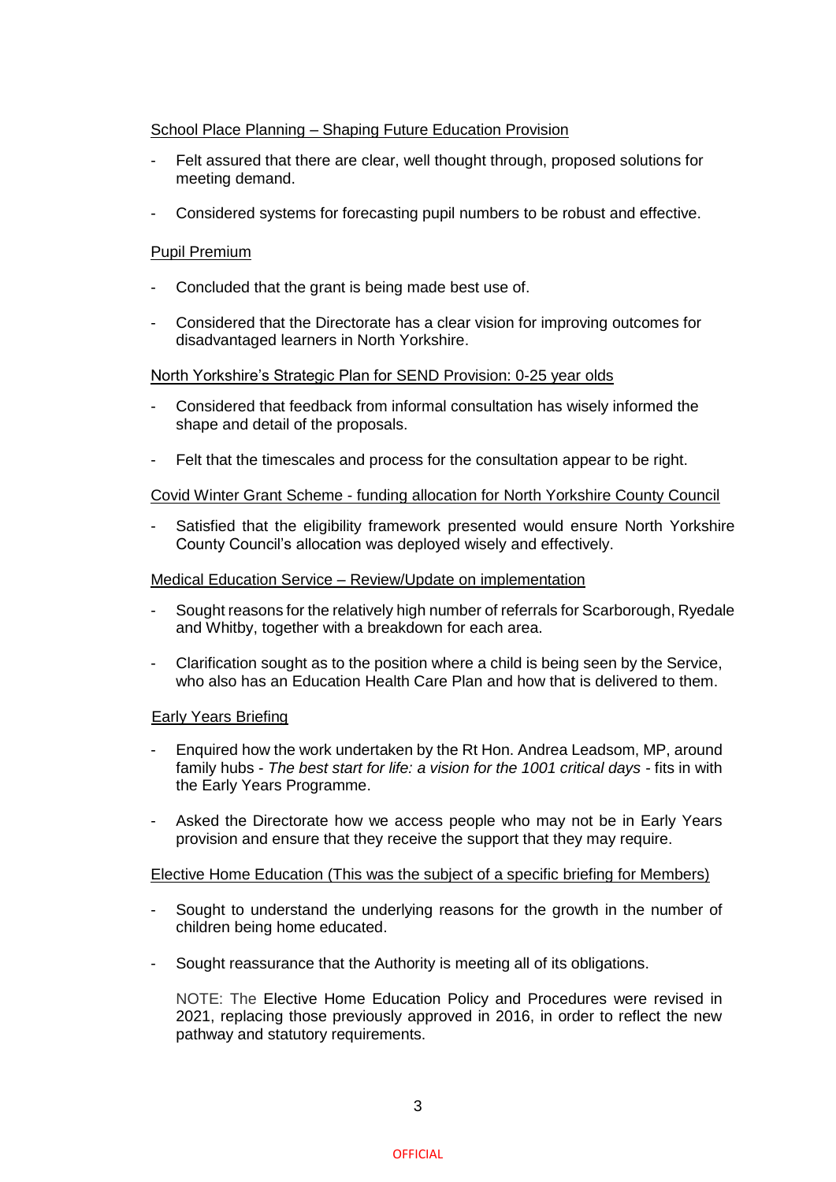School Place Planning – Shaping Future Education Provision

- Felt assured that there are clear, well thought through, proposed solutions for meeting demand.
- Considered systems for forecasting pupil numbers to be robust and effective.

Pupil Premium

- Concluded that the grant is being made best use of.
- Considered that the Directorate has a clear vision for improving outcomes for disadvantaged learners in North Yorkshire.

North Yorkshire's Strategic Plan for SEND Provision: 0-25 year olds

- Considered that feedback from informal consultation has wisely informed the shape and detail of the proposals.
- Felt that the timescales and process for the consultation appear to be right.

Covid Winter Grant Scheme - funding allocation for North Yorkshire County Council

- Satisfied that the eligibility framework presented would ensure North Yorkshire County Council's allocation was deployed wisely and effectively.

Medical Education Service – Review/Update on implementation

- Sought reasons for the relatively high number of referrals for Scarborough, Ryedale and Whitby, together with a breakdown for each area.
- Clarification sought as to the position where a child is being seen by the Service, who also has an Education Health Care Plan and how that is delivered to them.

Early Years Briefing

- Enquired how the work undertaken by the Rt Hon. Andrea Leadsom, MP, around family hubs - *The best start for life: a vision for the 1001 critical days* - fits in with the Early Years Programme.
- Asked the Directorate how we access people who may not be in Early Years provision and ensure that they receive the support that they may require.

Elective Home Education (This was the subject of a specific briefing for Members)

- Sought to understand the underlying reasons for the growth in the number of children being home educated.
- Sought reassurance that the Authority is meeting all of its obligations.

  NOTE: The Elective Home Education Policy and Procedures were revised in 2021, replacing those previously approved in 2016, in order to reflect the new pathway and statutory requirements.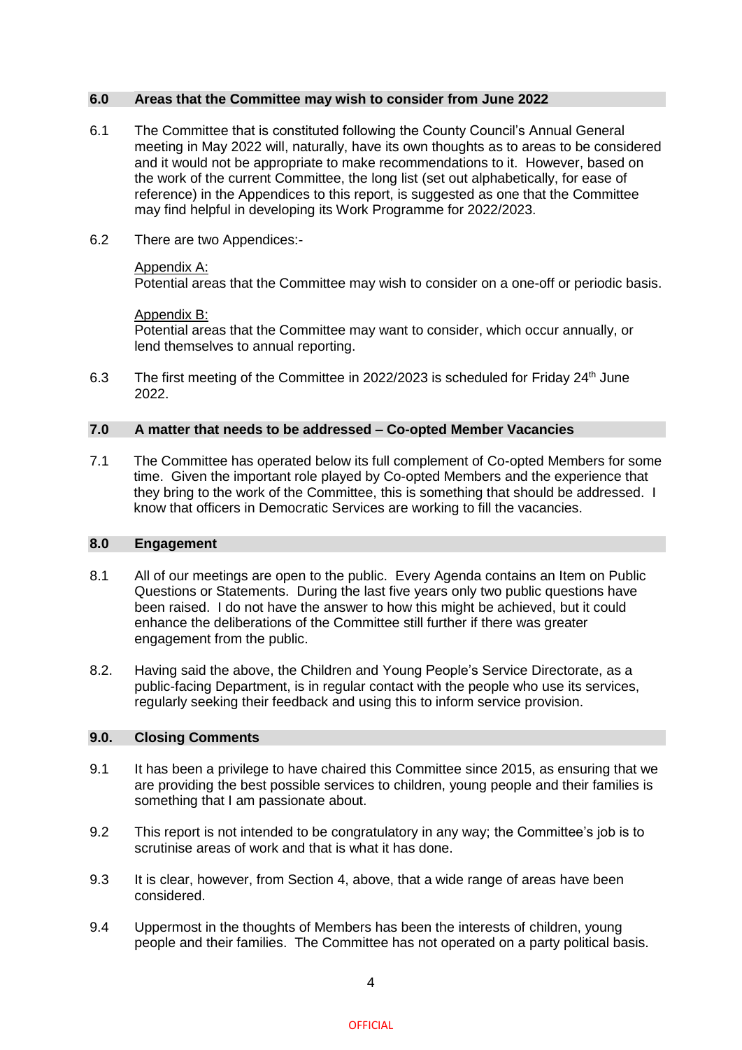## 6.0 Areas that the Committee may wish to consider from June 2022

6.1 The Committee that is constituted following the County Council's Annual General meeting in May 2022 will, naturally, have its own thoughts as to areas to be considered and it would not be appropriate to make recommendations to it. However, based on the work of the current Committee, the long list (set out alphabetically, for ease of reference) in the Appendices to this report, is suggested as one that the Committee may find helpful in developing its Work Programme for 2022/2023.

6.2 There are two Appendices:-

Appendix A:
Potential areas that the Committee may wish to consider on a one-off or periodic basis.

Appendix B:
Potential areas that the Committee may want to consider, which occur annually, or lend themselves to annual reporting.

6.3 The first meeting of the Committee in 2022/2023 is scheduled for Friday 24th June 2022.

## 7.0 A matter that needs to be addressed – Co-opted Member Vacancies

7.1 The Committee has operated below its full complement of Co-opted Members for some time. Given the important role played by Co-opted Members and the experience that they bring to the work of the Committee, this is something that should be addressed. I know that officers in Democratic Services are working to fill the vacancies.

## 8.0 Engagement

8.1 All of our meetings are open to the public. Every Agenda contains an Item on Public Questions or Statements. During the last five years only two public questions have been raised. I do not have the answer to how this might be achieved, but it could enhance the deliberations of the Committee still further if there was greater engagement from the public.

8.2. Having said the above, the Children and Young People's Service Directorate, as a public-facing Department, is in regular contact with the people who use its services, regularly seeking their feedback and using this to inform service provision.

## 9.0. Closing Comments

9.1 It has been a privilege to have chaired this Committee since 2015, as ensuring that we are providing the best possible services to children, young people and their families is something that I am passionate about.

9.2 This report is not intended to be congratulatory in any way; the Committee's job is to scrutinise areas of work and that is what it has done.

9.3 It is clear, however, from Section 4, above, that a wide range of areas have been considered.

9.4 Uppermost in the thoughts of Members has been the interests of children, young people and their families. The Committee has not operated on a party political basis.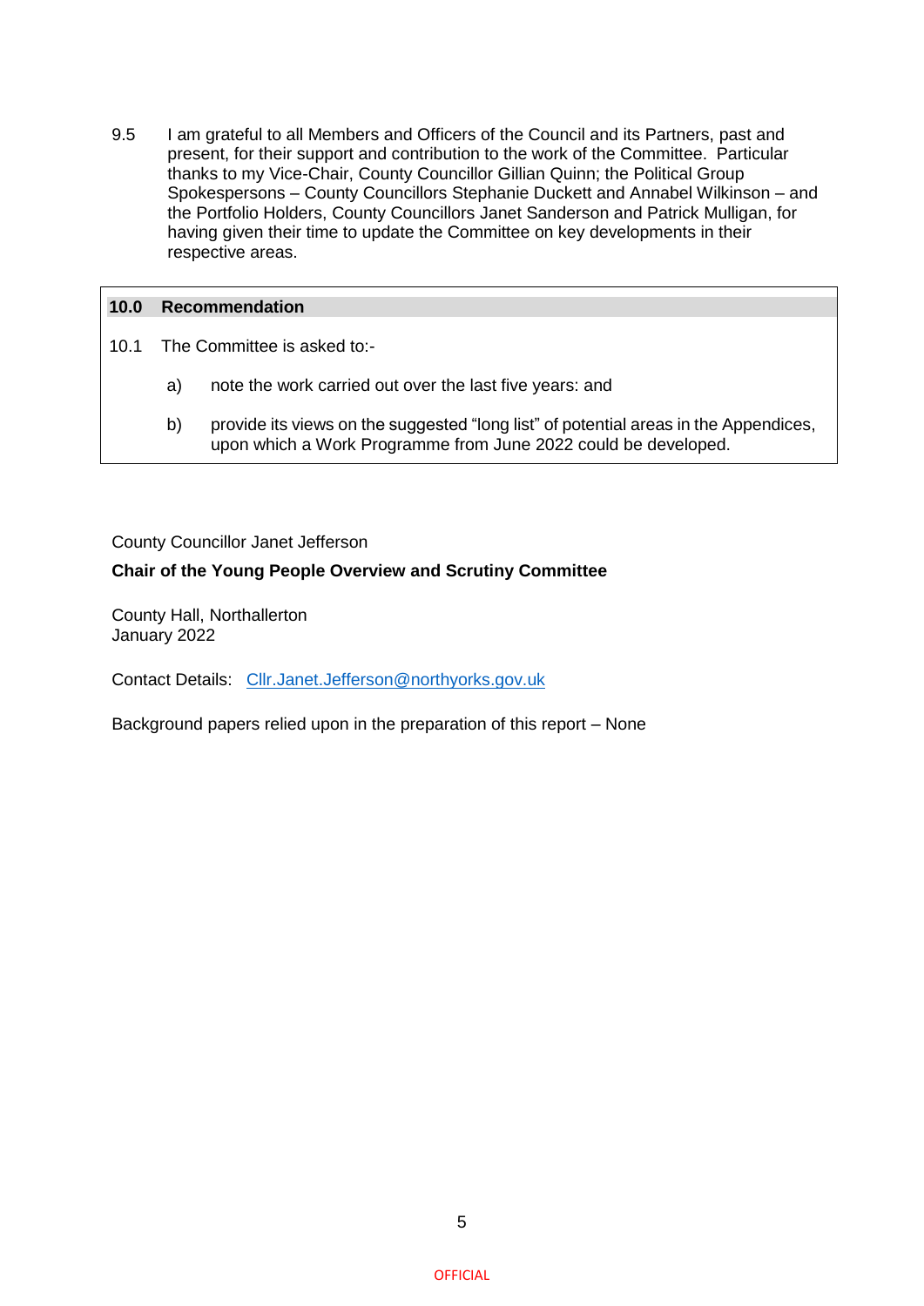9.5 I am grateful to all Members and Officers of the Council and its Partners, past and present, for their support and contribution to the work of the Committee. Particular thanks to my Vice-Chair, County Councillor Gillian Quinn; the Political Group Spokespersons – County Councillors Stephanie Duckett and Annabel Wilkinson – and the Portfolio Holders, County Councillors Janet Sanderson and Patrick Mulligan, for having given their time to update the Committee on key developments in their respective areas.

## 10.0 Recommendation

10.1 The Committee is asked to:-

a) note the work carried out over the last five years: and

b) provide its views on the suggested "long list" of potential areas in the Appendices, upon which a Work Programme from June 2022 could be developed.

County Councillor Janet Jefferson

**Chair of the Young People Overview and Scrutiny Committee**

County Hall, Northallerton
January 2022

Contact Details: Cllr.Janet.Jefferson@northyorks.gov.uk

Background papers relied upon in the preparation of this report – None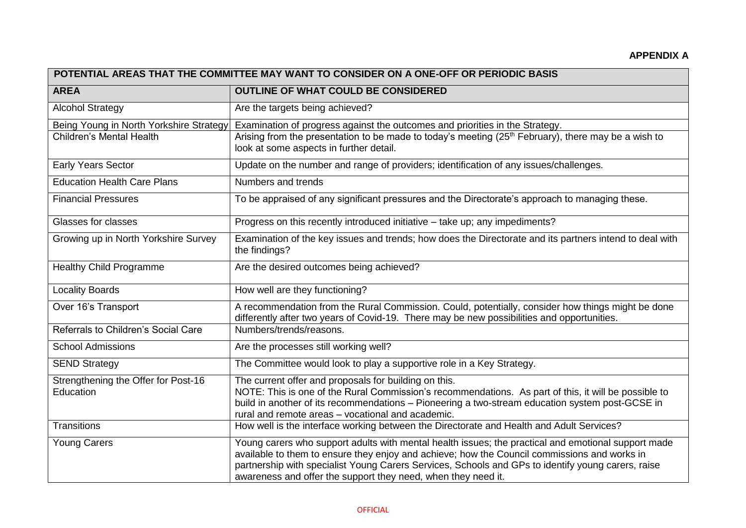**APPENDIX A**

| POTENTIAL AREAS THAT THE COMMITTEE MAY WANT TO CONSIDER ON A ONE-OFF OR PERIODIC BASIS | |
|---|---|
| **AREA** | **OUTLINE OF WHAT COULD BE CONSIDERED** |
| Alcohol Strategy | Are the targets being achieved? |
| Being Young in North Yorkshire Strategy | Examination of progress against the outcomes and priorities in the Strategy. |
| Children's Mental Health | Arising from the presentation to be made to today's meeting (25th February), there may be a wish to look at some aspects in further detail. |
| Early Years Sector | Update on the number and range of providers; identification of any issues/challenges. |
| Education Health Care Plans | Numbers and trends |
| Financial Pressures | To be appraised of any significant pressures and the Directorate's approach to managing these. |
| Glasses for classes | Progress on this recently introduced initiative – take up; any impediments? |
| Growing up in North Yorkshire Survey | Examination of the key issues and trends; how does the Directorate and its partners intend to deal with the findings? |
| Healthy Child Programme | Are the desired outcomes being achieved? |
| Locality Boards | How well are they functioning? |
| Over 16's Transport | A recommendation from the Rural Commission. Could, potentially, consider how things might be done differently after two years of Covid-19. There may be new possibilities and opportunities. |
| Referrals to Children's Social Care | Numbers/trends/reasons. |
| School Admissions | Are the processes still working well? |
| SEND Strategy | The Committee would look to play a supportive role in a Key Strategy. |
| Strengthening the Offer for Post-16 Education | The current offer and proposals for building on this.<br>NOTE: This is one of the Rural Commission's recommendations. As part of this, it will be possible to build in another of its recommendations – Pioneering a two-stream education system post-GCSE in rural and remote areas – vocational and academic. |
| Transitions | How well is the interface working between the Directorate and Health and Adult Services? |
| Young Carers | Young carers who support adults with mental health issues; the practical and emotional support made available to them to ensure they enjoy and achieve; how the Council commissions and works in partnership with specialist Young Carers Services, Schools and GPs to identify young carers, raise awareness and offer the support they need, when they need it. |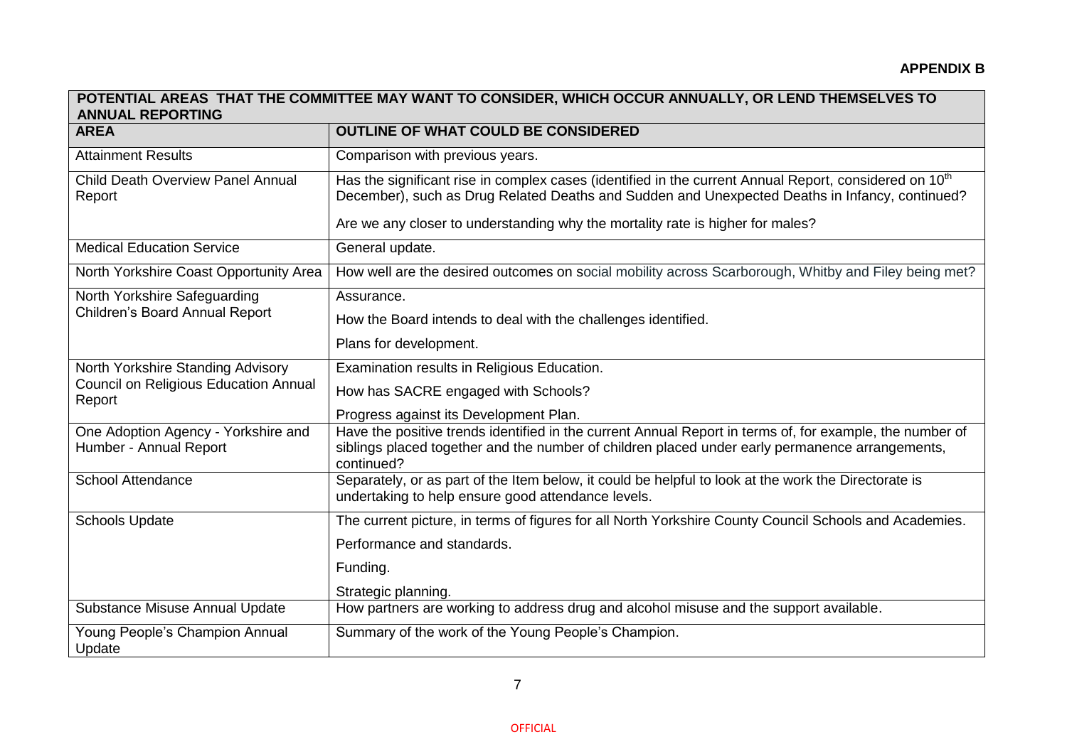**APPENDIX B**

| POTENTIAL AREAS THAT THE COMMITTEE MAY WANT TO CONSIDER, WHICH OCCUR ANNUALLY, OR LEND THEMSELVES TO ANNUAL REPORTING | |
|---|---|
| **AREA** | **OUTLINE OF WHAT COULD BE CONSIDERED** |
| Attainment Results | Comparison with previous years. |
| Child Death Overview Panel Annual Report | Has the significant rise in complex cases (identified in the current Annual Report, considered on 10th December), such as Drug Related Deaths and Sudden and Unexpected Deaths in Infancy, continued?<br><br>Are we any closer to understanding why the mortality rate is higher for males? |
| Medical Education Service | General update. |
| North Yorkshire Coast Opportunity Area | How well are the desired outcomes on social mobility across Scarborough, Whitby and Filey being met? |
| North Yorkshire Safeguarding Children's Board Annual Report | Assurance.<br><br>How the Board intends to deal with the challenges identified.<br><br>Plans for development. |
| North Yorkshire Standing Advisory Council on Religious Education Annual Report | Examination results in Religious Education.<br><br>How has SACRE engaged with Schools?<br><br>Progress against its Development Plan. |
| One Adoption Agency - Yorkshire and Humber - Annual Report | Have the positive trends identified in the current Annual Report in terms of, for example, the number of siblings placed together and the number of children placed under early permanence arrangements, continued? |
| School Attendance | Separately, or as part of the Item below, it could be helpful to look at the work the Directorate is undertaking to help ensure good attendance levels. |
| Schools Update | The current picture, in terms of figures for all North Yorkshire County Council Schools and Academies.<br><br>Performance and standards.<br><br>Funding.<br><br>Strategic planning. |
| Substance Misuse Annual Update | How partners are working to address drug and alcohol misuse and the support available. |
| Young People's Champion Annual Update | Summary of the work of the Young People's Champion. |

OFFICIAL